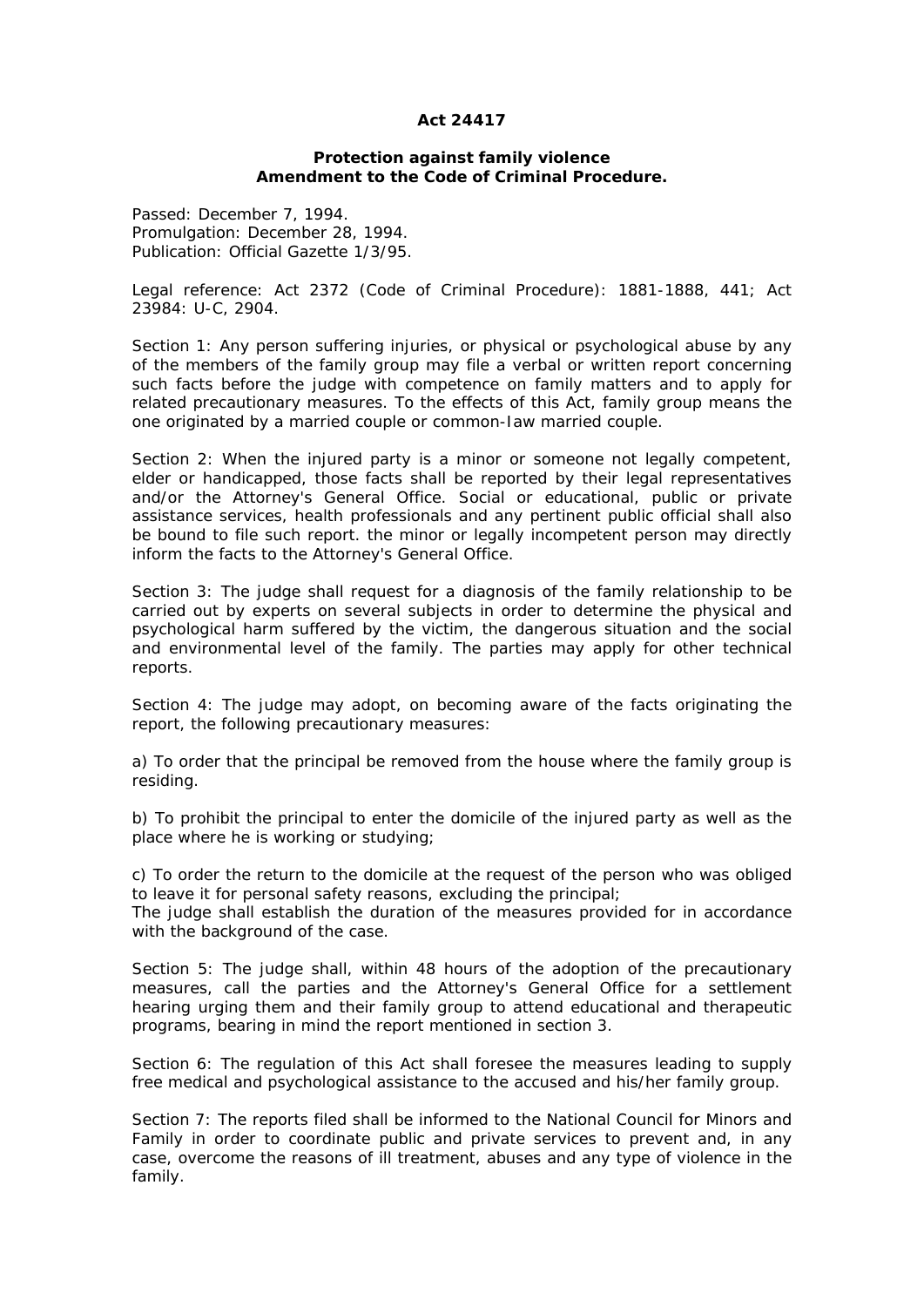# Act 24417

## Protection against family violence
## Amendment to the Code of Criminal Procedure.

Passed: December 7, 1994.
Promulgation: December 28, 1994.
Publication: Official Gazette 1/3/95.

Legal reference: Act 2372 (Code of Criminal Procedure): 1881-1888, 441; Act 23984: U-C, 2904.

Section 1: Any person suffering injuries, or physical or psychological abuse by any of the members of the family group may file a verbal or written report concerning such facts before the judge with competence on family matters and to apply for related precautionary measures. To the effects of this Act, family group means the one originated by a married couple or common-law married couple.

Section 2: When the injured party is a minor or someone not legally competent, elder or handicapped, those facts shall be reported by their legal representatives and/or the Attorney's General Office. Social or educational, public or private assistance services, health professionals and any pertinent public official shall also be bound to file such report. the minor or legally incompetent person may directly inform the facts to the Attorney's General Office.

Section 3: The judge shall request for a diagnosis of the family relationship to be carried out by experts on several subjects in order to determine the physical and psychological harm suffered by the victim, the dangerous situation and the social and environmental level of the family. The parties may apply for other technical reports.

Section 4: The judge may adopt, on becoming aware of the facts originating the report, the following precautionary measures:

a) To order that the principal be removed from the house where the family group is residing.

b) To prohibit the principal to enter the domicile of the injured party as well as the place where he is working or studying;

c) To order the return to the domicile at the request of the person who was obliged to leave it for personal safety reasons, excluding the principal;
The judge shall establish the duration of the measures provided for in accordance with the background of the case.

Section 5: The judge shall, within 48 hours of the adoption of the precautionary measures, call the parties and the Attorney's General Office for a settlement hearing urging them and their family group to attend educational and therapeutic programs, bearing in mind the report mentioned in section 3.

Section 6: The regulation of this Act shall foresee the measures leading to supply free medical and psychological assistance to the accused and his/her family group.

Section 7: The reports filed shall be informed to the National Council for Minors and Family in order to coordinate public and private services to prevent and, in any case, overcome the reasons of ill treatment, abuses and any type of violence in the family.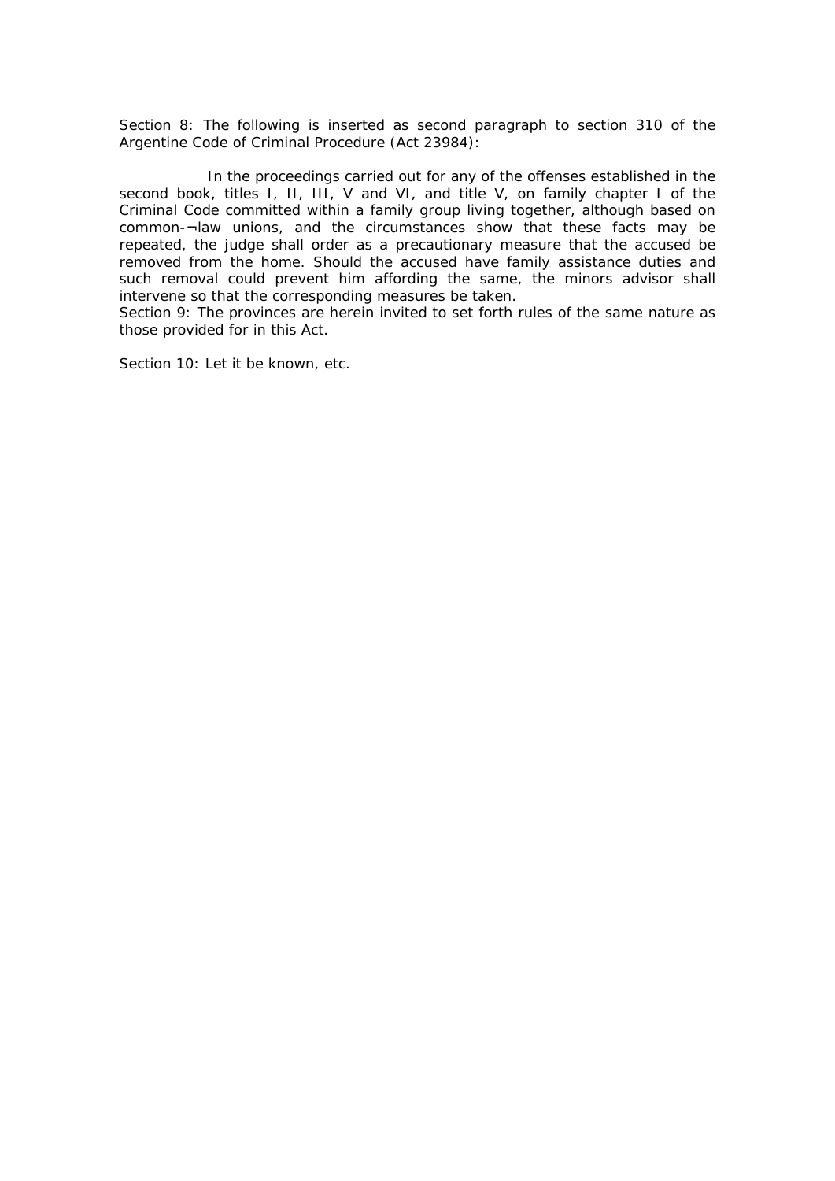Section 8: The following is inserted as second paragraph to section 310 of the Argentine Code of Criminal Procedure (Act 23984):

In the proceedings carried out for any of the offenses established in the second book, titles I, II, III, V and VI, and title V, on family chapter I of the Criminal Code committed within a family group living together, although based on common-¬law unions, and the circumstances show that these facts may be repeated, the judge shall order as a precautionary measure that the accused be removed from the home. Should the accused have family assistance duties and such removal could prevent him affording the same, the minors advisor shall intervene so that the corresponding measures be taken.

Section 9: The provinces are herein invited to set forth rules of the same nature as those provided for in this Act.

Section 10: Let it be known, etc.